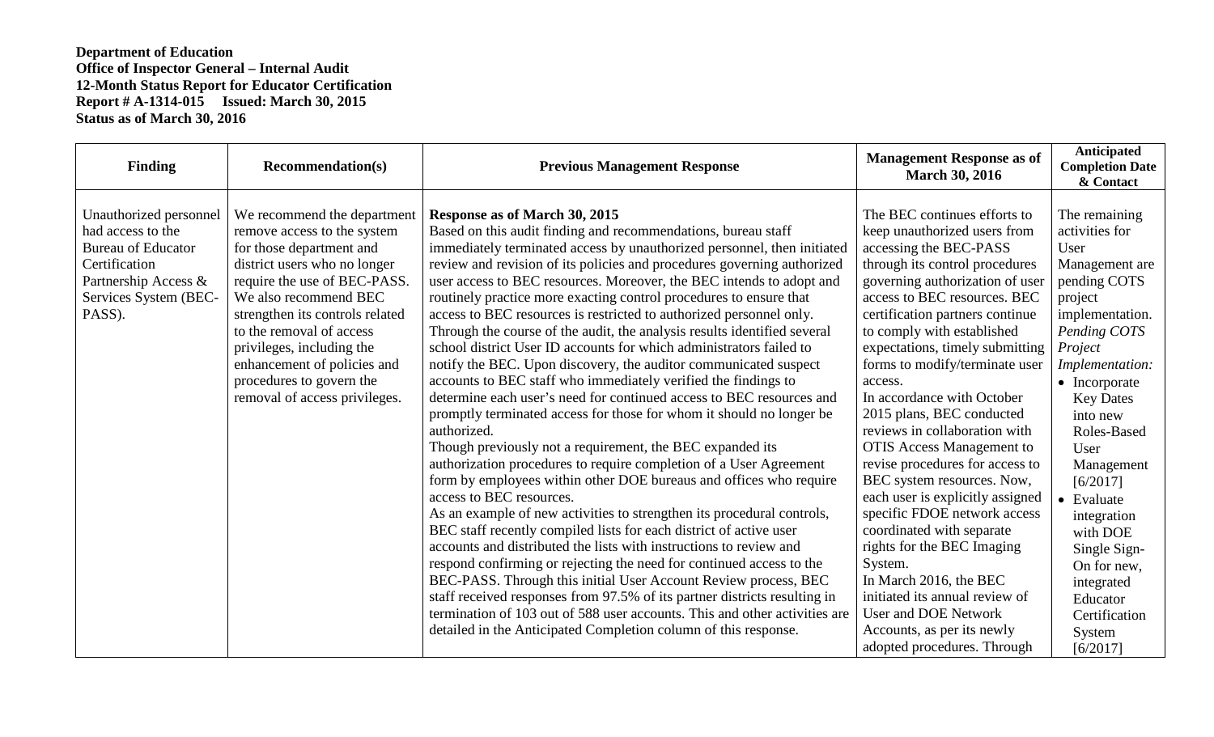**Department of Education**
**Office of Inspector General – Internal Audit**
**12-Month Status Report for Educator Certification**
**Report # A-1314-015 Issued: March 30, 2015**
**Status as of March 30, 2016**

| Finding | Recommendation(s) | Previous Management Response | Management Response as of March 30, 2016 | Anticipated Completion Date & Contact |
|---|---|---|---|---|
| Unauthorized personnel had access to the Bureau of Educator Certification Partnership Access & Services System (BEC-PASS). | We recommend the department remove access to the system for those department and district users who no longer require the use of BEC-PASS. We also recommend BEC strengthen its controls related to the removal of access privileges, including the enhancement of policies and procedures to govern the removal of access privileges. | **Response as of March 30, 2015**<br>Based on this audit finding and recommendations, bureau staff immediately terminated access by unauthorized personnel, then initiated review and revision of its policies and procedures governing authorized user access to BEC resources. Moreover, the BEC intends to adopt and routinely practice more exacting control procedures to ensure that access to BEC resources is restricted to authorized personnel only.<br>Through the course of the audit, the analysis results identified several school district User ID accounts for which administrators failed to notify the BEC. Upon discovery, the auditor communicated suspect accounts to BEC staff who immediately verified the findings to determine each user's need for continued access to BEC resources and promptly terminated access for those for whom it should no longer be authorized.<br>Though previously not a requirement, the BEC expanded its authorization procedures to require completion of a User Agreement form by employees within other DOE bureaus and offices who require access to BEC resources.<br>As an example of new activities to strengthen its procedural controls, BEC staff recently compiled lists for each district of active user accounts and distributed the lists with instructions to review and respond confirming or rejecting the need for continued access to the BEC-PASS. Through this initial User Account Review process, BEC staff received responses from 97.5% of its partner districts resulting in termination of 103 out of 588 user accounts. This and other activities are detailed in the Anticipated Completion column of this response. | The BEC continues efforts to keep unauthorized users from accessing the BEC-PASS through its control procedures governing authorization of user access to BEC resources. BEC certification partners continue to comply with established expectations, timely submitting forms to modify/terminate user access.<br>In accordance with October 2015 plans, BEC conducted reviews in collaboration with OTIS Access Management to revise procedures for access to BEC system resources. Now, each user is explicitly assigned specific FDOE network access coordinated with separate rights for the BEC Imaging System.<br>In March 2016, the BEC initiated its annual review of User and DOE Network Accounts, as per its newly adopted procedures. Through | The remaining activities for User Management are pending COTS project implementation.<br>*Pending COTS Project Implementation:*<br>• Incorporate Key Dates into new Roles-Based User Management [6/2017]<br>• Evaluate integration with DOE Single Sign-On for new, integrated Educator Certification System [6/2017] |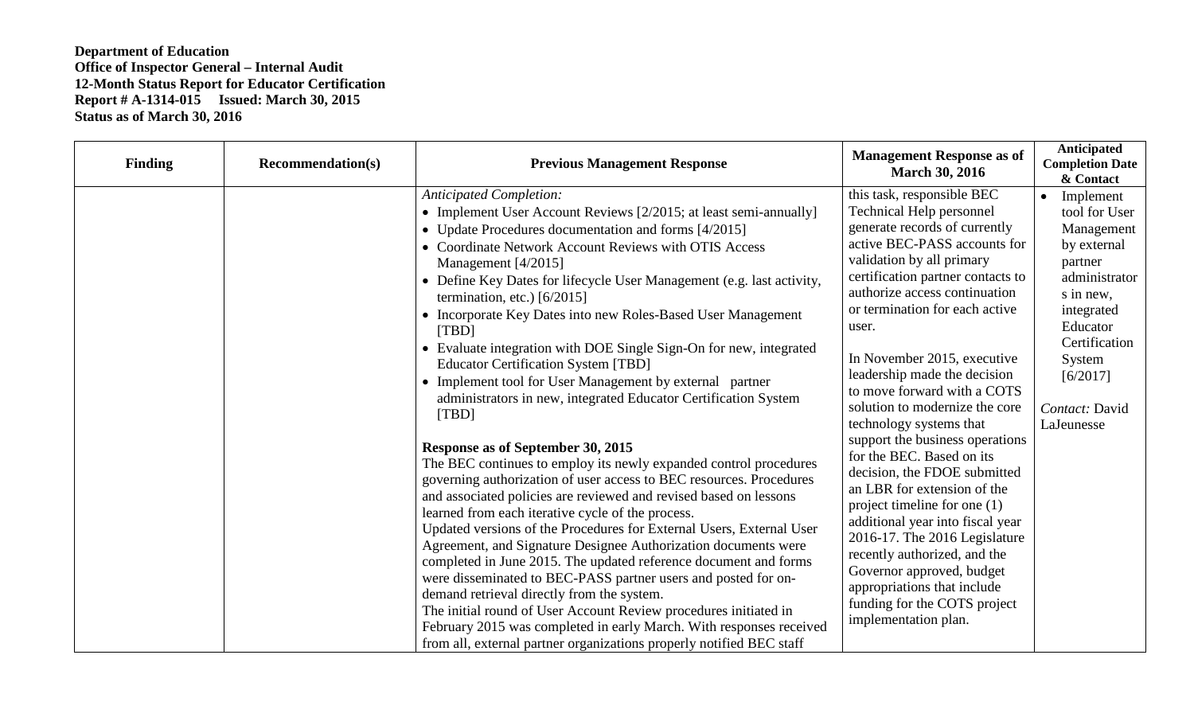**Department of Education**
**Office of Inspector General – Internal Audit**
**12-Month Status Report for Educator Certification**
**Report # A-1314-015 Issued: March 30, 2015**
**Status as of March 30, 2016**

| Finding | Recommendation(s) | Previous Management Response | Management Response as of March 30, 2016 | Anticipated Completion Date & Contact |
|---|---|---|---|---|
| | | *Anticipated Completion:*<br>• Implement User Account Reviews [2/2015; at least semi-annually]<br>• Update Procedures documentation and forms [4/2015]<br>• Coordinate Network Account Reviews with OTIS Access Management [4/2015]<br>• Define Key Dates for lifecycle User Management (e.g. last activity, termination, etc.) [6/2015]<br>• Incorporate Key Dates into new Roles-Based User Management [TBD]<br>• Evaluate integration with DOE Single Sign-On for new, integrated Educator Certification System [TBD]<br>• Implement tool for User Management by external partner administrators in new, integrated Educator Certification System [TBD]<br><br>**Response as of September 30, 2015**<br>The BEC continues to employ its newly expanded control procedures governing authorization of user access to BEC resources. Procedures and associated policies are reviewed and revised based on lessons learned from each iterative cycle of the process.<br>Updated versions of the Procedures for External Users, External User Agreement, and Signature Designee Authorization documents were completed in June 2015. The updated reference document and forms were disseminated to BEC-PASS partner users and posted for on-demand retrieval directly from the system.<br>The initial round of User Account Review procedures initiated in February 2015 was completed in early March. With responses received from all, external partner organizations properly notified BEC staff | this task, responsible BEC Technical Help personnel generate records of currently active BEC-PASS accounts for validation by all primary certification partner contacts to authorize access continuation or termination for each active user.<br><br>In November 2015, executive leadership made the decision to move forward with a COTS solution to modernize the core technology systems that support the business operations for the BEC. Based on its decision, the FDOE submitted an LBR for extension of the project timeline for one (1) additional year into fiscal year 2016-17. The 2016 Legislature recently authorized, and the Governor approved, budget appropriations that include funding for the COTS project implementation plan. | • Implement tool for User Management by external partner administrators in new, integrated Educator Certification System [6/2017]<br><br>*Contact:* David LaJeunesse |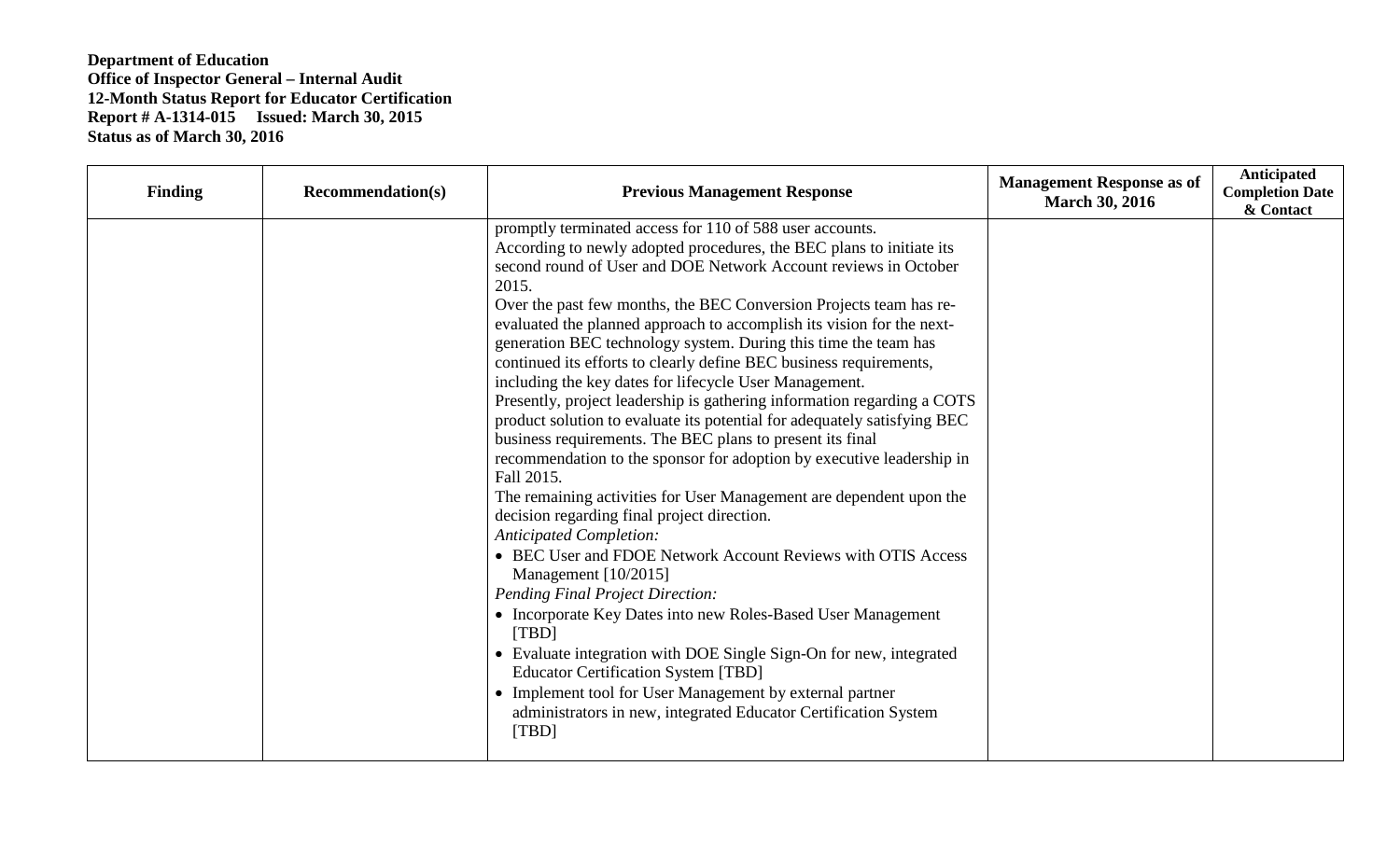**Department of Education**
**Office of Inspector General – Internal Audit**
**12-Month Status Report for Educator Certification**
**Report # A-1314-015 Issued: March 30, 2015**
**Status as of March 30, 2016**

| Finding | Recommendation(s) | Previous Management Response | Management Response as of March 30, 2016 | Anticipated Completion Date & Contact |
|---|---|---|---|---|
| | | promptly terminated access for 110 of 588 user accounts.<br>According to newly adopted procedures, the BEC plans to initiate its second round of User and DOE Network Account reviews in October 2015.<br>Over the past few months, the BEC Conversion Projects team has re-evaluated the planned approach to accomplish its vision for the next-generation BEC technology system. During this time the team has continued its efforts to clearly define BEC business requirements, including the key dates for lifecycle User Management.<br>Presently, project leadership is gathering information regarding a COTS product solution to evaluate its potential for adequately satisfying BEC business requirements. The BEC plans to present its final recommendation to the sponsor for adoption by executive leadership in Fall 2015.<br>The remaining activities for User Management are dependent upon the decision regarding final project direction.<br>*Anticipated Completion:*<br>• BEC User and FDOE Network Account Reviews with OTIS Access Management [10/2015]<br>*Pending Final Project Direction:*<br>• Incorporate Key Dates into new Roles-Based User Management [TBD]<br>• Evaluate integration with DOE Single Sign-On for new, integrated Educator Certification System [TBD]<br>• Implement tool for User Management by external partner administrators in new, integrated Educator Certification System [TBD] | | |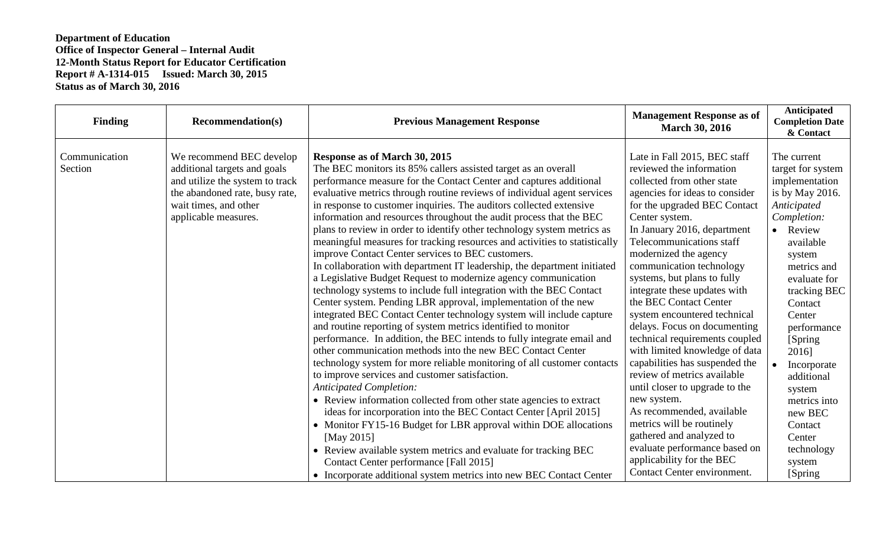**Department of Education**
**Office of Inspector General – Internal Audit**
**12-Month Status Report for Educator Certification**
**Report # A-1314-015 Issued: March 30, 2015**
**Status as of March 30, 2016**

| Finding | Recommendation(s) | Previous Management Response | Management Response as of March 30, 2016 | Anticipated Completion Date & Contact |
|---|---|---|---|---|
| Communication Section | We recommend BEC develop additional targets and goals and utilize the system to track the abandoned rate, busy rate, wait times, and other applicable measures. | **Response as of March 30, 2015**<br>The BEC monitors its 85% callers assisted target as an overall performance measure for the Contact Center and captures additional evaluative metrics through routine reviews of individual agent services in response to customer inquiries. The auditors collected extensive information and resources throughout the audit process that the BEC plans to review in order to identify other technology system metrics as meaningful measures for tracking resources and activities to statistically improve Contact Center services to BEC customers.<br>In collaboration with department IT leadership, the department initiated a Legislative Budget Request to modernize agency communication technology systems to include full integration with the BEC Contact Center system. Pending LBR approval, implementation of the new integrated BEC Contact Center technology system will include capture and routine reporting of system metrics identified to monitor performance. In addition, the BEC intends to fully integrate email and other communication methods into the new BEC Contact Center technology system for more reliable monitoring of all customer contacts to improve services and customer satisfaction.<br>*Anticipated Completion:*<br>• Review information collected from other state agencies to extract ideas for incorporation into the BEC Contact Center [April 2015]<br>• Monitor FY15-16 Budget for LBR approval within DOE allocations [May 2015]<br>• Review available system metrics and evaluate for tracking BEC Contact Center performance [Fall 2015]<br>• Incorporate additional system metrics into new BEC Contact Center | Late in Fall 2015, BEC staff reviewed the information collected from other state agencies for ideas to consider for the upgraded BEC Contact Center system.<br>In January 2016, department Telecommunications staff modernized the agency communication technology systems, but plans to fully integrate these updates with the BEC Contact Center system encountered technical delays. Focus on documenting technical requirements coupled with limited knowledge of data capabilities has suspended the review of metrics available until closer to upgrade to the new system.<br>As recommended, available metrics will be routinely gathered and analyzed to evaluate performance based on applicability for the BEC Contact Center environment. | The current target for system implementation is by May 2016.<br>*Anticipated Completion:*<br>• Review available system metrics and evaluate for tracking BEC Contact Center performance [Spring 2016]<br>• Incorporate additional system metrics into new BEC Contact Center technology system [Spring |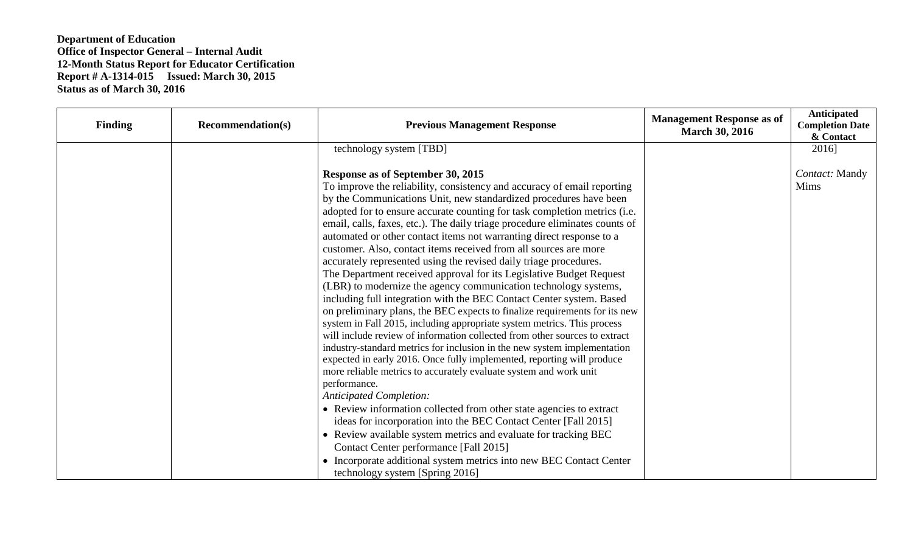**Department of Education**
**Office of Inspector General – Internal Audit**
**12-Month Status Report for Educator Certification**
**Report # A-1314-015 Issued: March 30, 2015**
**Status as of March 30, 2016**

| Finding | Recommendation(s) | Previous Management Response | Management Response as of March 30, 2016 | Anticipated Completion Date & Contact |
|---|---|---|---|---|
| | | technology system [TBD]<br><br>**Response as of September 30, 2015**<br>To improve the reliability, consistency and accuracy of email reporting by the Communications Unit, new standardized procedures have been adopted for to ensure accurate counting for task completion metrics (i.e. email, calls, faxes, etc.). The daily triage procedure eliminates counts of automated or other contact items not warranting direct response to a customer. Also, contact items received from all sources are more accurately represented using the revised daily triage procedures.<br>The Department received approval for its Legislative Budget Request (LBR) to modernize the agency communication technology systems, including full integration with the BEC Contact Center system. Based on preliminary plans, the BEC expects to finalize requirements for its new system in Fall 2015, including appropriate system metrics. This process will include review of information collected from other sources to extract industry-standard metrics for inclusion in the new system implementation expected in early 2016. Once fully implemented, reporting will produce more reliable metrics to accurately evaluate system and work unit performance.<br>*Anticipated Completion:*<br>• Review information collected from other state agencies to extract ideas for incorporation into the BEC Contact Center [Fall 2015]<br>• Review available system metrics and evaluate for tracking BEC Contact Center performance [Fall 2015]<br>• Incorporate additional system metrics into new BEC Contact Center technology system [Spring 2016] | | 2016]<br><br>*Contact:* Mandy Mims |